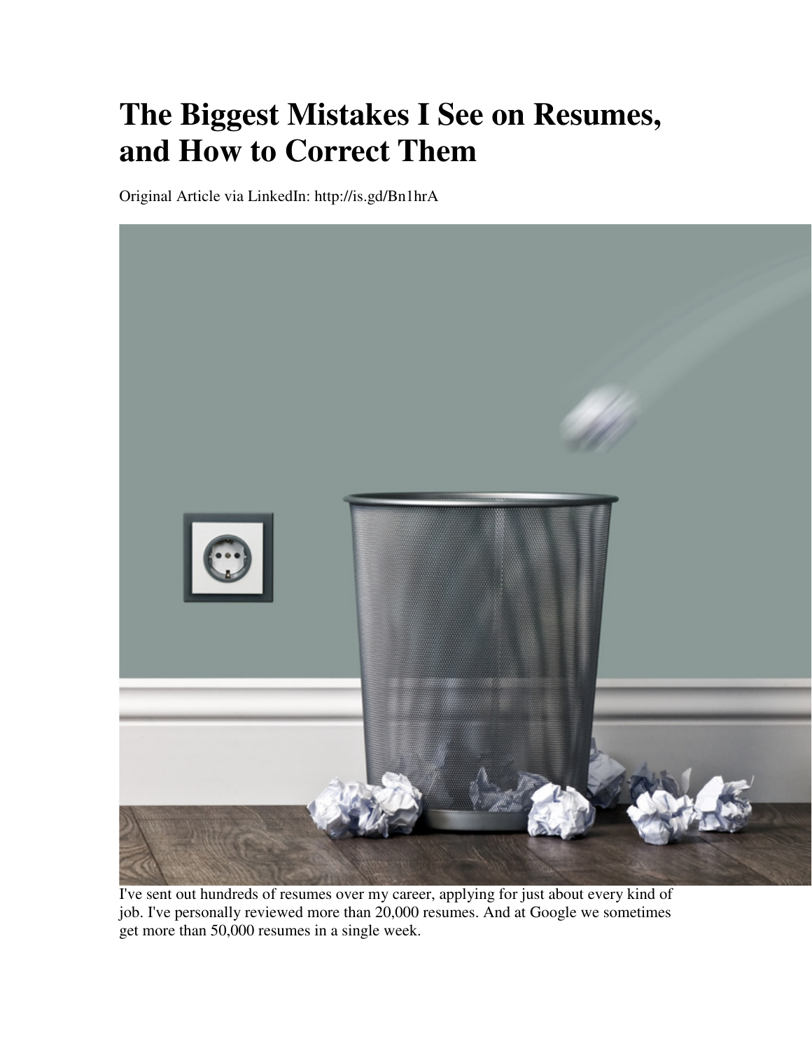# The Biggest Mistakes I See on Resumes, and How to Correct Them

Original Article via LinkedIn: http://is.gd/Bn1hrA

I've sent out hundreds of resumes over my career, applying for just about every kind of job. I've personally reviewed more than 20,000 resumes. And at Google we sometimes get more than 50,000 resumes in a single week.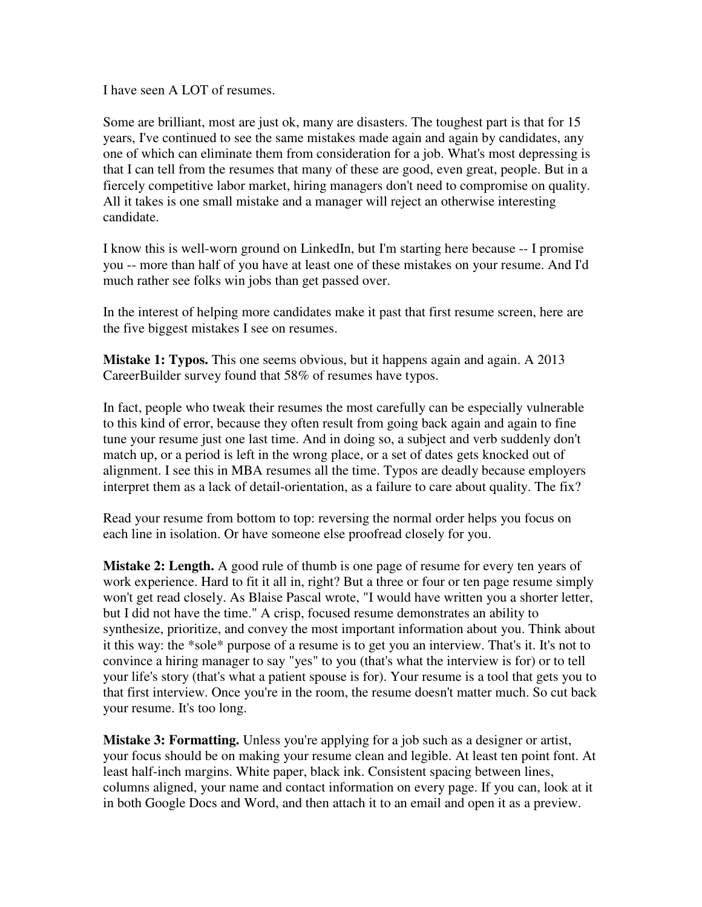I have seen A LOT of resumes.

Some are brilliant, most are just ok, many are disasters. The toughest part is that for 15 years, I've continued to see the same mistakes made again and again by candidates, any one of which can eliminate them from consideration for a job. What's most depressing is that I can tell from the resumes that many of these are good, even great, people. But in a fiercely competitive labor market, hiring managers don't need to compromise on quality. All it takes is one small mistake and a manager will reject an otherwise interesting candidate.

I know this is well-worn ground on LinkedIn, but I'm starting here because -- I promise you -- more than half of you have at least one of these mistakes on your resume. And I'd much rather see folks win jobs than get passed over.

In the interest of helping more candidates make it past that first resume screen, here are the five biggest mistakes I see on resumes.

**Mistake 1: Typos.** This one seems obvious, but it happens again and again. A 2013 CareerBuilder survey found that 58% of resumes have typos.

In fact, people who tweak their resumes the most carefully can be especially vulnerable to this kind of error, because they often result from going back again and again to fine tune your resume just one last time. And in doing so, a subject and verb suddenly don't match up, or a period is left in the wrong place, or a set of dates gets knocked out of alignment. I see this in MBA resumes all the time. Typos are deadly because employers interpret them as a lack of detail-orientation, as a failure to care about quality. The fix?

Read your resume from bottom to top: reversing the normal order helps you focus on each line in isolation. Or have someone else proofread closely for you.

**Mistake 2: Length.** A good rule of thumb is one page of resume for every ten years of work experience. Hard to fit it all in, right? But a three or four or ten page resume simply won't get read closely. As Blaise Pascal wrote, "I would have written you a shorter letter, but I did not have the time." A crisp, focused resume demonstrates an ability to synthesize, prioritize, and convey the most important information about you. Think about it this way: the *sole* purpose of a resume is to get you an interview. That's it. It's not to convince a hiring manager to say "yes" to you (that's what the interview is for) or to tell your life's story (that's what a patient spouse is for). Your resume is a tool that gets you to that first interview. Once you're in the room, the resume doesn't matter much. So cut back your resume. It's too long.

**Mistake 3: Formatting.** Unless you're applying for a job such as a designer or artist, your focus should be on making your resume clean and legible. At least ten point font. At least half-inch margins. White paper, black ink. Consistent spacing between lines, columns aligned, your name and contact information on every page. If you can, look at it in both Google Docs and Word, and then attach it to an email and open it as a preview.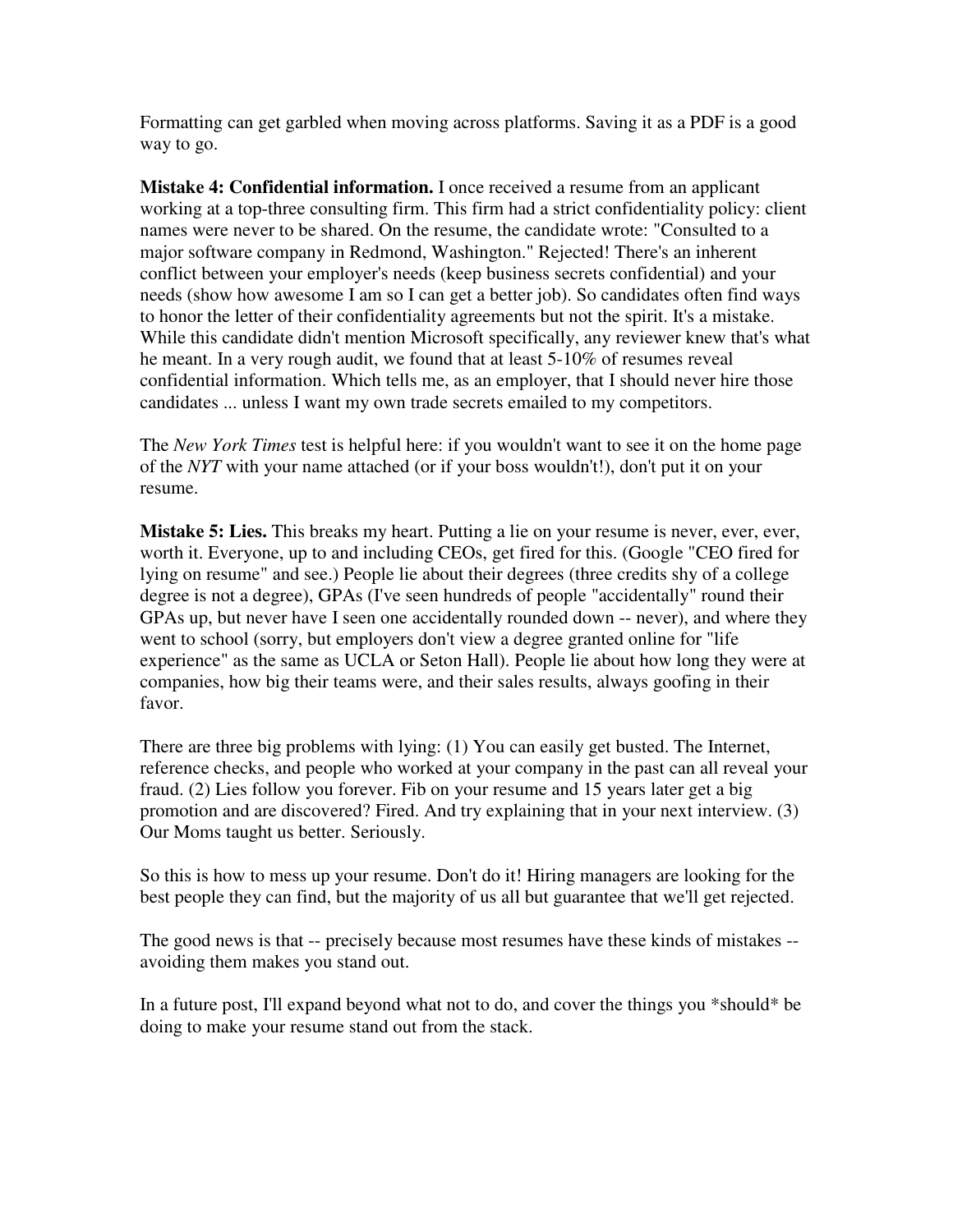Formatting can get garbled when moving across platforms. Saving it as a PDF is a good way to go.

**Mistake 4: Confidential information.** I once received a resume from an applicant working at a top-three consulting firm. This firm had a strict confidentiality policy: client names were never to be shared. On the resume, the candidate wrote: "Consulted to a major software company in Redmond, Washington." Rejected! There's an inherent conflict between your employer's needs (keep business secrets confidential) and your needs (show how awesome I am so I can get a better job). So candidates often find ways to honor the letter of their confidentiality agreements but not the spirit. It's a mistake. While this candidate didn't mention Microsoft specifically, any reviewer knew that's what he meant. In a very rough audit, we found that at least 5-10% of resumes reveal confidential information. Which tells me, as an employer, that I should never hire those candidates ... unless I want my own trade secrets emailed to my competitors.

The *New York Times* test is helpful here: if you wouldn't want to see it on the home page of the *NYT* with your name attached (or if your boss wouldn't!), don't put it on your resume.

**Mistake 5: Lies.** This breaks my heart. Putting a lie on your resume is never, ever, ever, worth it. Everyone, up to and including CEOs, get fired for this. (Google "CEO fired for lying on resume" and see.) People lie about their degrees (three credits shy of a college degree is not a degree), GPAs (I've seen hundreds of people "accidentally" round their GPAs up, but never have I seen one accidentally rounded down -- never), and where they went to school (sorry, but employers don't view a degree granted online for "life experience" as the same as UCLA or Seton Hall). People lie about how long they were at companies, how big their teams were, and their sales results, always goofing in their favor.

There are three big problems with lying: (1) You can easily get busted. The Internet, reference checks, and people who worked at your company in the past can all reveal your fraud. (2) Lies follow you forever. Fib on your resume and 15 years later get a big promotion and are discovered? Fired. And try explaining that in your next interview. (3) Our Moms taught us better. Seriously.

So this is how to mess up your resume. Don't do it! Hiring managers are looking for the best people they can find, but the majority of us all but guarantee that we'll get rejected.

The good news is that -- precisely because most resumes have these kinds of mistakes -- avoiding them makes you stand out.

In a future post, I'll expand beyond what not to do, and cover the things you *should* be doing to make your resume stand out from the stack.